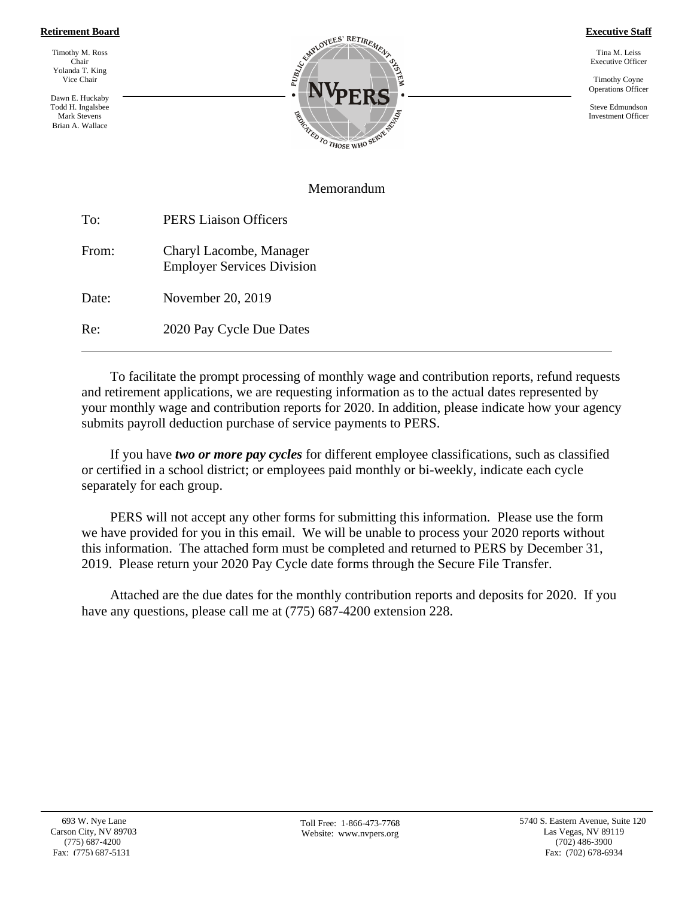**Retirement Board**

Timothy M. Ross
Chair
Yolanda T. King
Vice Chair

Dawn E. Huckaby
Todd H. Ingalsbee
Mark Stevens
Brian A. Wallace

**Executive Staff**

Tina M. Leiss
Executive Officer

Timothy Coyne
Operations Officer

Steve Edmundson
Investment Officer

# Memorandum

To: PERS Liaison Officers

From: Charyl Lacombe, Manager
Employer Services Division

Date: November 20, 2019

Re: 2020 Pay Cycle Due Dates

---

To facilitate the prompt processing of monthly wage and contribution reports, refund requests and retirement applications, we are requesting information as to the actual dates represented by your monthly wage and contribution reports for 2020. In addition, please indicate how your agency submits payroll deduction purchase of service payments to PERS.

If you have ***two or more pay cycles*** for different employee classifications, such as classified or certified in a school district; or employees paid monthly or bi-weekly, indicate each cycle separately for each group.

PERS will not accept any other forms for submitting this information. Please use the form we have provided for you in this email. We will be unable to process your 2020 reports without this information. The attached form must be completed and returned to PERS by December 31, 2019. Please return your 2020 Pay Cycle date forms through the Secure File Transfer.

Attached are the due dates for the monthly contribution reports and deposits for 2020. If you have any questions, please call me at (775) 687-4200 extension 228.

693 W. Nye Lane
Carson City, NV 89703
(775) 687-4200
Fax: (775) 687-5131

Toll Free: 1-866-473-7768
Website: www.nvpers.org

5740 S. Eastern Avenue, Suite 120
Las Vegas, NV 89119
(702) 486-3900
Fax: (702) 678-6934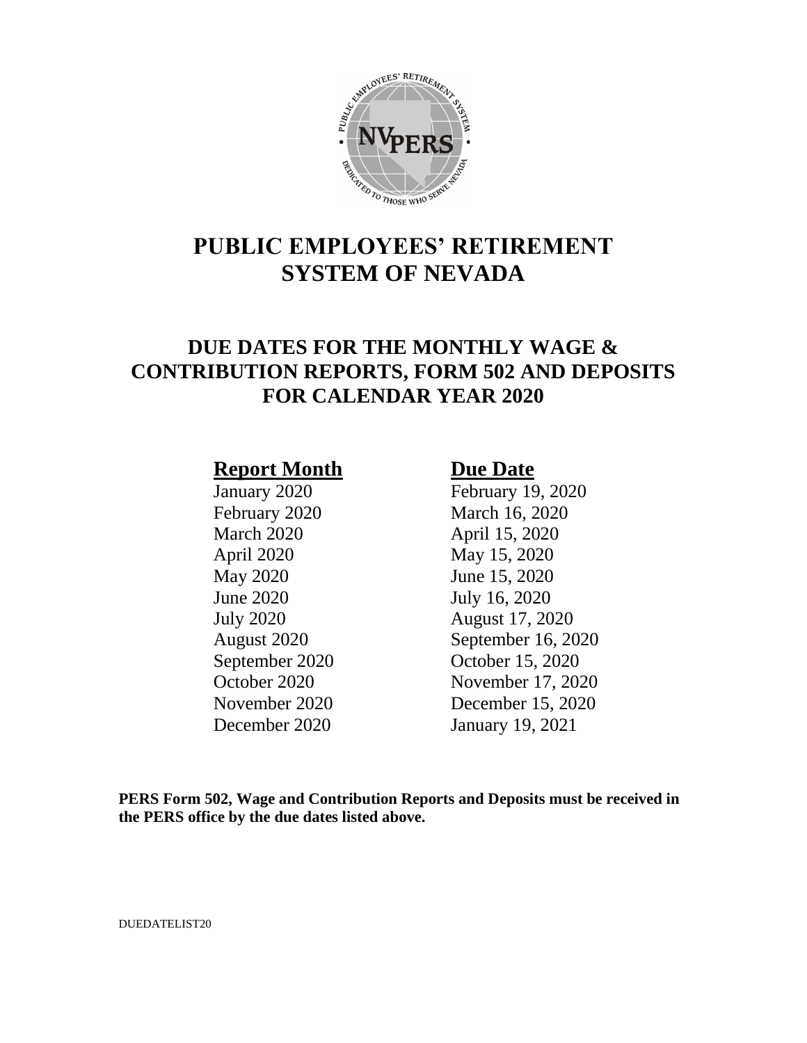# PUBLIC EMPLOYEES' RETIREMENT SYSTEM OF NEVADA

## DUE DATES FOR THE MONTHLY WAGE & CONTRIBUTION REPORTS, FORM 502 AND DEPOSITS FOR CALENDAR YEAR 2020

| Report Month | Due Date |
|---|---|
| January 2020 | February 19, 2020 |
| February 2020 | March 16, 2020 |
| March 2020 | April 15, 2020 |
| April 2020 | May 15, 2020 |
| May 2020 | June 15, 2020 |
| June 2020 | July 16, 2020 |
| July 2020 | August 17, 2020 |
| August 2020 | September 16, 2020 |
| September 2020 | October 15, 2020 |
| October 2020 | November 17, 2020 |
| November 2020 | December 15, 2020 |
| December 2020 | January 19, 2021 |

**PERS Form 502, Wage and Contribution Reports and Deposits must be received in the PERS office by the due dates listed above.**

DUEDATELIST20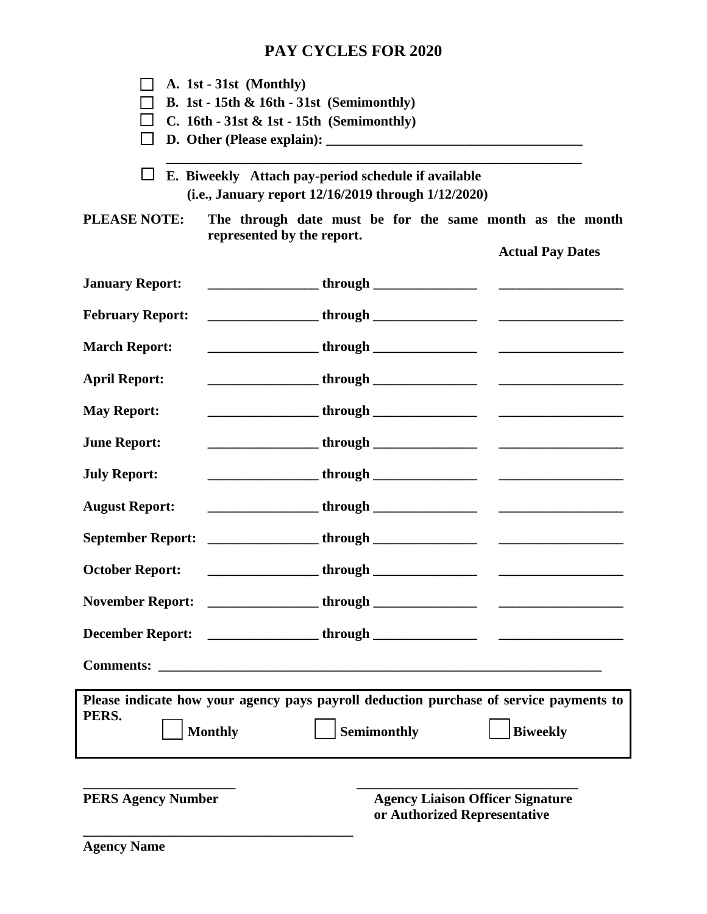# PAY CYCLES FOR 2020

- ☐ **A. 1st - 31st (Monthly)**
- ☐ **B. 1st - 15th & 16th - 31st (Semimonthly)**
- ☐ **C. 16th - 31st & 1st - 15th (Semimonthly)**
- ☐ **D. Other (Please explain): ____________________________________**

  **____________________________________________________________**
- ☐ **E. Biweekly Attach pay-period schedule if available (i.e., January report 12/16/2019 through 1/12/2020)**

**PLEASE NOTE:** **The through date must be for the same month as the month represented by the report.**

| | | | Actual Pay Dates |
|---|---|---|---|
| **January Report:** | ________________ through _______________ | | __________________ |
| **February Report:** | ________________ through _______________ | | __________________ |
| **March Report:** | ________________ through _______________ | | __________________ |
| **April Report:** | ________________ through _______________ | | __________________ |
| **May Report:** | ________________ through _______________ | | __________________ |
| **June Report:** | ________________ through _______________ | | __________________ |
| **July Report:** | ________________ through _______________ | | __________________ |
| **August Report:** | ________________ through _______________ | | __________________ |
| **September Report:** | ________________ through _______________ | | __________________ |
| **October Report:** | ________________ through _______________ | | __________________ |
| **November Report:** | ________________ through _______________ | | __________________ |
| **December Report:** | ________________ through _______________ | | __________________ |

**Comments:** _________________________________________________________________

**Please indicate how your agency pays payroll deduction purchase of service payments to PERS.**

☐ **Monthly** ☐ **Semimonthly** ☐ **Biweekly**

_____________________ 
**PERS Agency Number**

_________________________________ 
**Agency Liaison Officer Signature or Authorized Representative**

_______________________________________ 
**Agency Name**